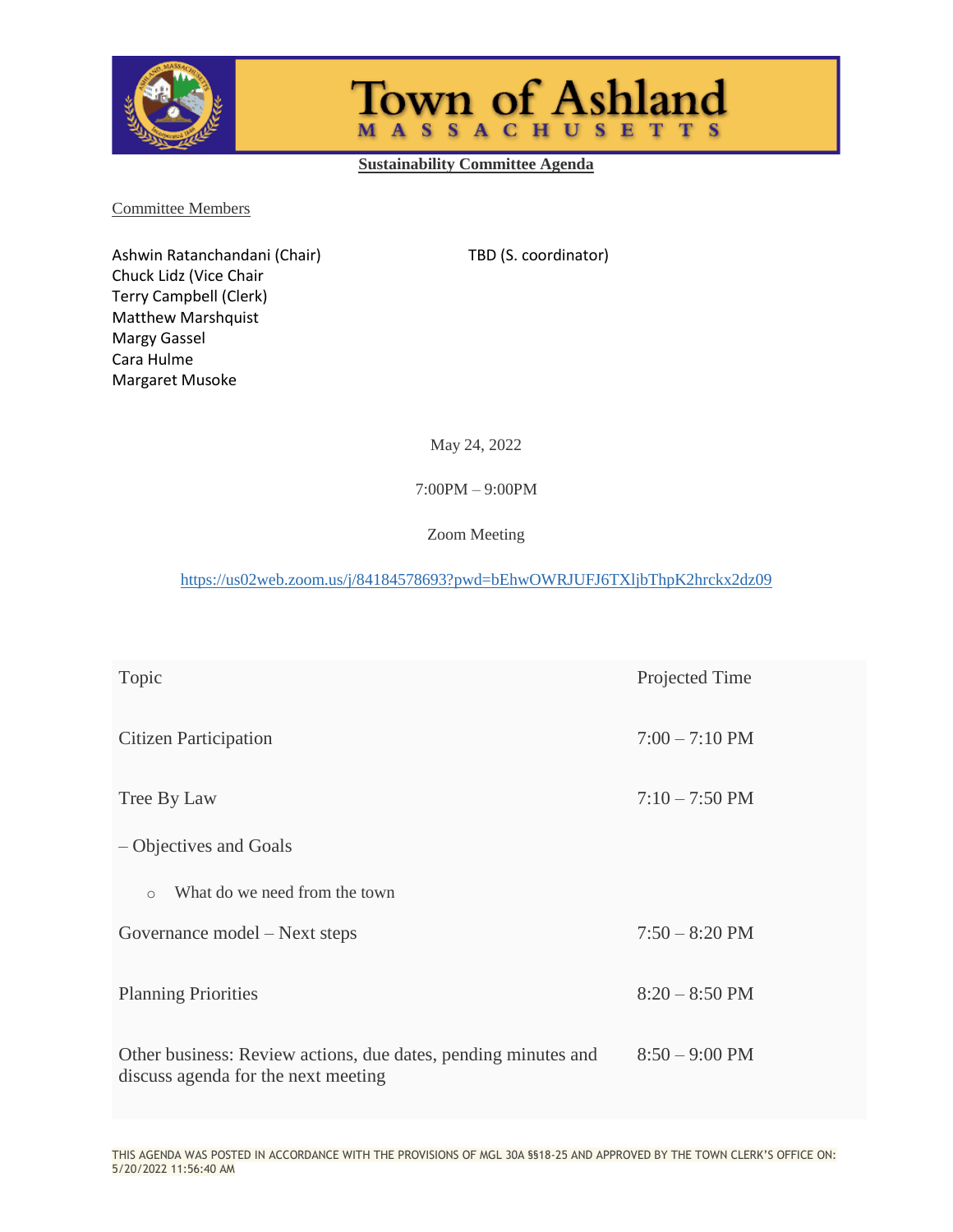# Town of Ashland

MASSACHUSETTS

## Sustainability Committee Agenda

Committee Members

Ashwin Ratanchandani (Chair)
Chuck Lidz (Vice Chair
Terry Campbell (Clerk)
Matthew Marshquist
Margy Gassel
Cara Hulme
Margaret Musoke

TBD (S. coordinator)

May 24, 2022

7:00PM – 9:00PM

Zoom Meeting

https://us02web.zoom.us/j/84184578693?pwd=bEhwOWRJUFJ6TXljbThpK2hrckx2dz09

| Topic | Projected Time |
|---|---|
| Citizen Participation | 7:00 – 7:10 PM |
| Tree By Law | 7:10 – 7:50 PM |
| – Objectives and Goals | |
| ○ What do we need from the town | |
| Governance model – Next steps | 7:50 – 8:20 PM |
| Planning Priorities | 8:20 – 8:50 PM |
| Other business: Review actions, due dates, pending minutes and discuss agenda for the next meeting | 8:50 – 9:00 PM |

THIS AGENDA WAS POSTED IN ACCORDANCE WITH THE PROVISIONS OF MGL 30A §§18-25 AND APPROVED BY THE TOWN CLERK'S OFFICE ON: 5/20/2022 11:56:40 AM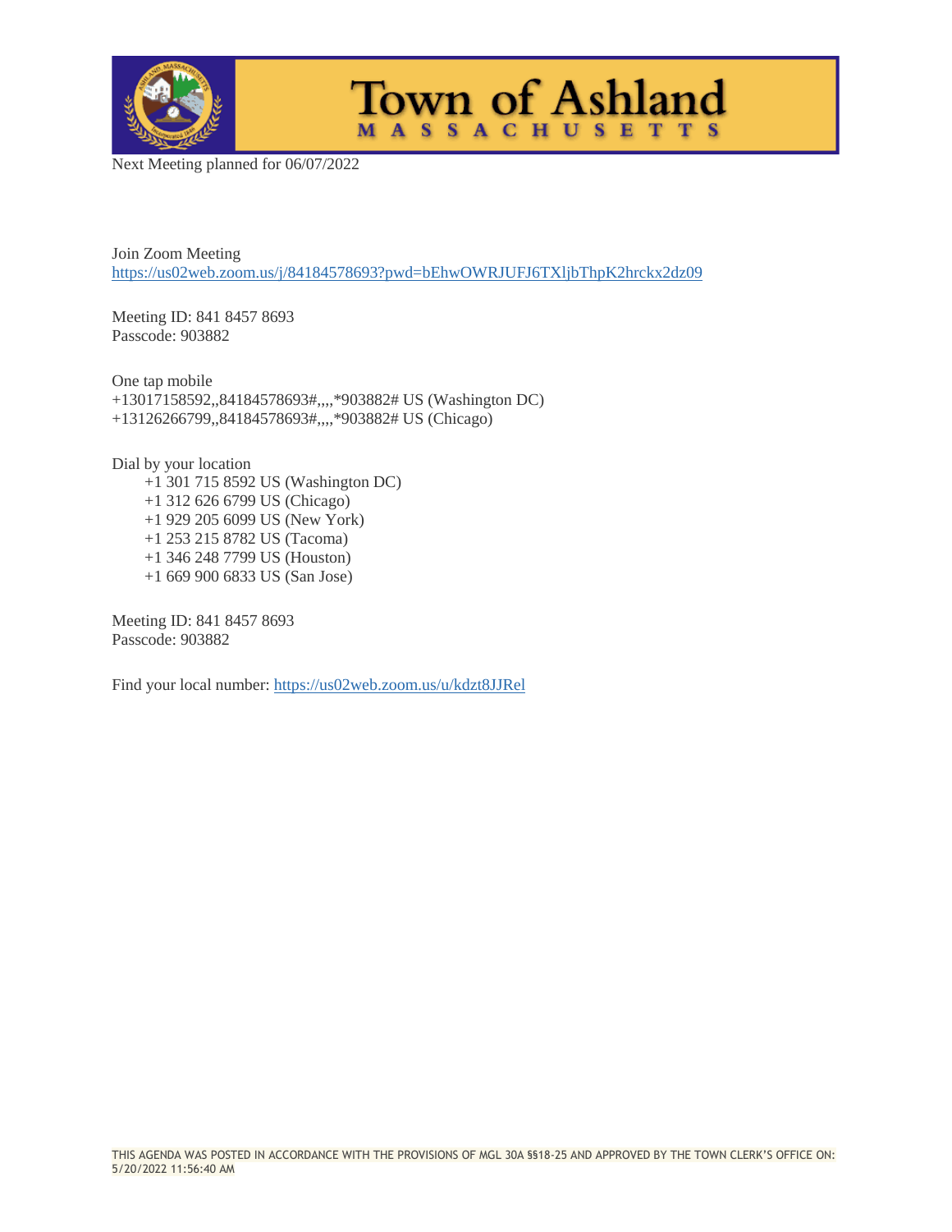# Town of Ashland

MASSACHUSETTS

Next Meeting planned for 06/07/2022

Join Zoom Meeting
https://us02web.zoom.us/j/84184578693?pwd=bEhwOWRJUFJ6TXljbThpK2hrckx2dz09

Meeting ID: 841 8457 8693
Passcode: 903882

One tap mobile
+13017158592,,84184578693#,,,,*903882# US (Washington DC)
+13126266799,,84184578693#,,,,*903882# US (Chicago)

Dial by your location
+1 301 715 8592 US (Washington DC)
+1 312 626 6799 US (Chicago)
+1 929 205 6099 US (New York)
+1 253 215 8782 US (Tacoma)
+1 346 248 7799 US (Houston)
+1 669 900 6833 US (San Jose)

Meeting ID: 841 8457 8693
Passcode: 903882

Find your local number: https://us02web.zoom.us/u/kdzt8JJRel

THIS AGENDA WAS POSTED IN ACCORDANCE WITH THE PROVISIONS OF MGL 30A §§18-25 AND APPROVED BY THE TOWN CLERK'S OFFICE ON: 5/20/2022 11:56:40 AM